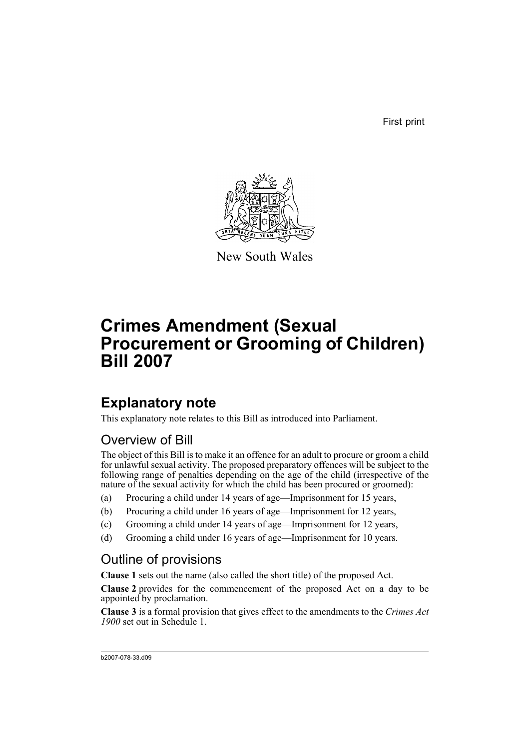First print

New South Wales

# Crimes Amendment (Sexual Procurement or Grooming of Children) Bill 2007

## Explanatory note

This explanatory note relates to this Bill as introduced into Parliament.

### Overview of Bill

The object of this Bill is to make it an offence for an adult to procure or groom a child for unlawful sexual activity. The proposed preparatory offences will be subject to the following range of penalties depending on the age of the child (irrespective of the nature of the sexual activity for which the child has been procured or groomed):

(a) Procuring a child under 14 years of age—Imprisonment for 15 years,

(b) Procuring a child under 16 years of age—Imprisonment for 12 years,

(c) Grooming a child under 14 years of age—Imprisonment for 12 years,

(d) Grooming a child under 16 years of age—Imprisonment for 10 years.

### Outline of provisions

**Clause 1** sets out the name (also called the short title) of the proposed Act.

**Clause 2** provides for the commencement of the proposed Act on a day to be appointed by proclamation.

**Clause 3** is a formal provision that gives effect to the amendments to the *Crimes Act 1900* set out in Schedule 1.

b2007-078-33.d09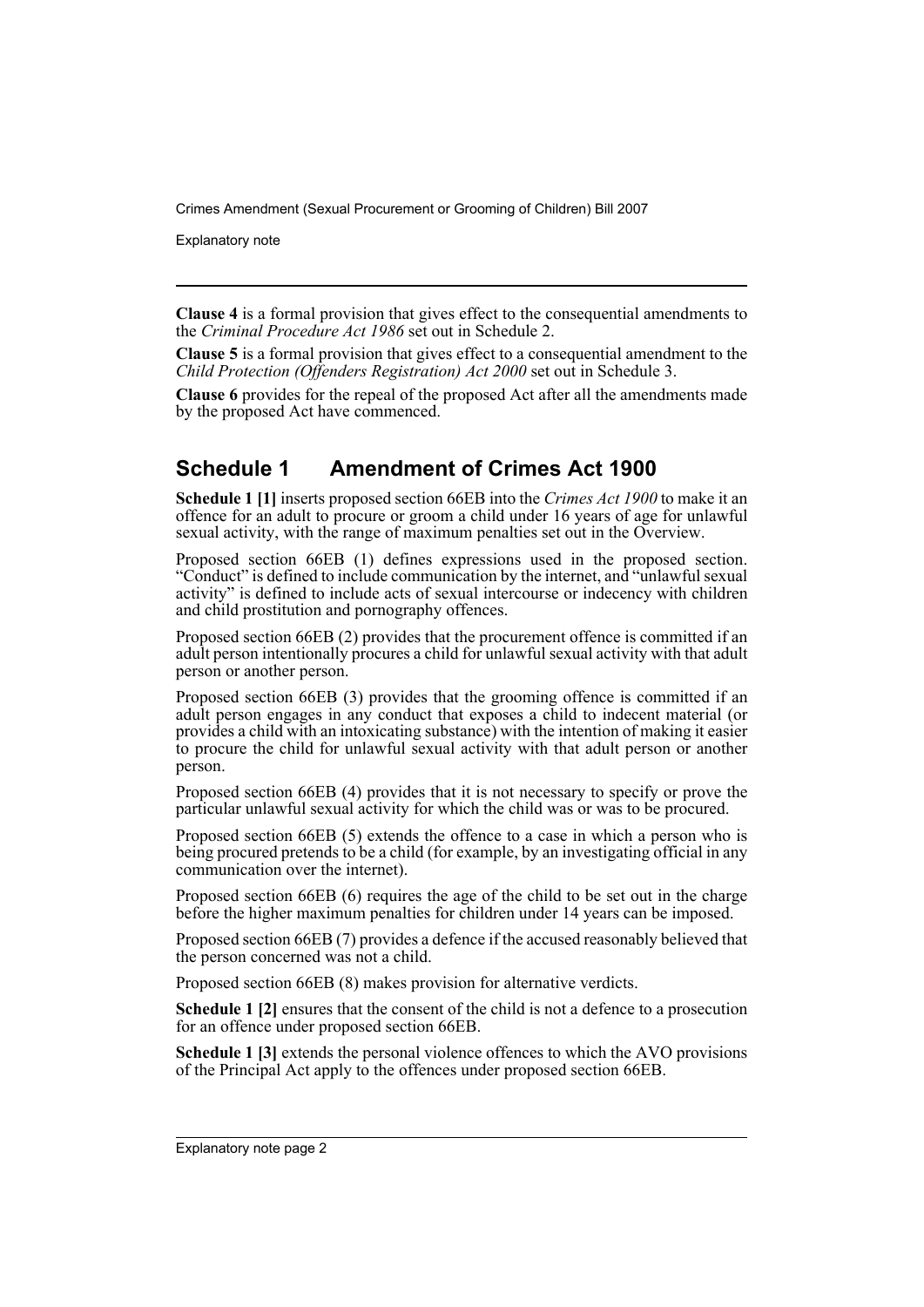**Clause 4** is a formal provision that gives effect to the consequential amendments to the *Criminal Procedure Act 1986* set out in Schedule 2.

**Clause 5** is a formal provision that gives effect to a consequential amendment to the *Child Protection (Offenders Registration) Act 2000* set out in Schedule 3.

**Clause 6** provides for the repeal of the proposed Act after all the amendments made by the proposed Act have commenced.

## Schedule 1 Amendment of Crimes Act 1900

**Schedule 1 [1]** inserts proposed section 66EB into the *Crimes Act 1900* to make it an offence for an adult to procure or groom a child under 16 years of age for unlawful sexual activity, with the range of maximum penalties set out in the Overview.

Proposed section 66EB (1) defines expressions used in the proposed section. "Conduct" is defined to include communication by the internet, and "unlawful sexual activity" is defined to include acts of sexual intercourse or indecency with children and child prostitution and pornography offences.

Proposed section 66EB (2) provides that the procurement offence is committed if an adult person intentionally procures a child for unlawful sexual activity with that adult person or another person.

Proposed section 66EB (3) provides that the grooming offence is committed if an adult person engages in any conduct that exposes a child to indecent material (or provides a child with an intoxicating substance) with the intention of making it easier to procure the child for unlawful sexual activity with that adult person or another person.

Proposed section 66EB (4) provides that it is not necessary to specify or prove the particular unlawful sexual activity for which the child was or was to be procured.

Proposed section 66EB (5) extends the offence to a case in which a person who is being procured pretends to be a child (for example, by an investigating official in any communication over the internet).

Proposed section 66EB (6) requires the age of the child to be set out in the charge before the higher maximum penalties for children under 14 years can be imposed.

Proposed section 66EB (7) provides a defence if the accused reasonably believed that the person concerned was not a child.

Proposed section 66EB (8) makes provision for alternative verdicts.

**Schedule 1 [2]** ensures that the consent of the child is not a defence to a prosecution for an offence under proposed section 66EB.

**Schedule 1 [3]** extends the personal violence offences to which the AVO provisions of the Principal Act apply to the offences under proposed section 66EB.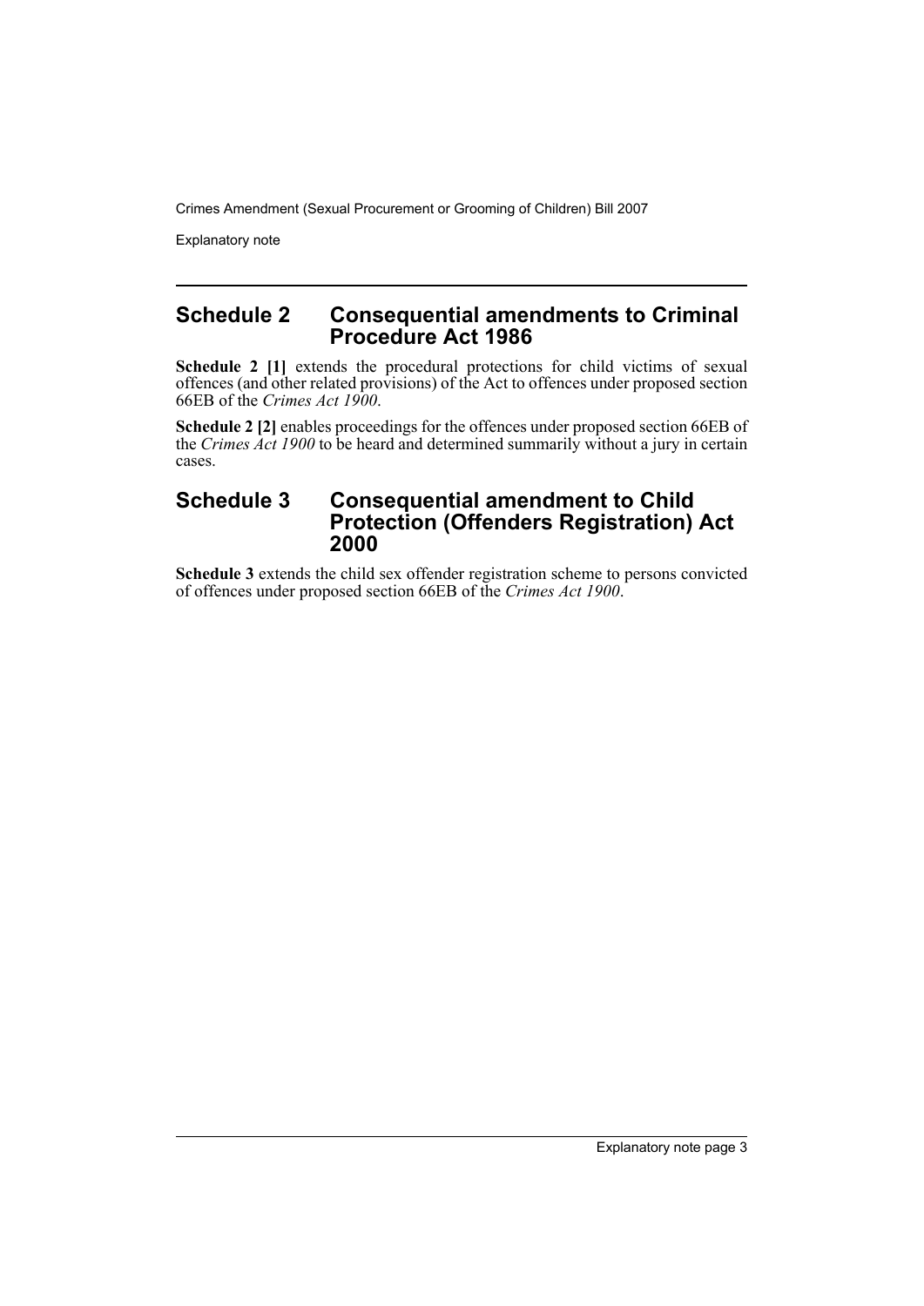## Schedule 2 Consequential amendments to Criminal Procedure Act 1986

**Schedule 2 [1]** extends the procedural protections for child victims of sexual offences (and other related provisions) of the Act to offences under proposed section 66EB of the *Crimes Act 1900*.

**Schedule 2 [2]** enables proceedings for the offences under proposed section 66EB of the *Crimes Act 1900* to be heard and determined summarily without a jury in certain cases.

## Schedule 3 Consequential amendment to Child Protection (Offenders Registration) Act 2000

**Schedule 3** extends the child sex offender registration scheme to persons convicted of offences under proposed section 66EB of the *Crimes Act 1900*.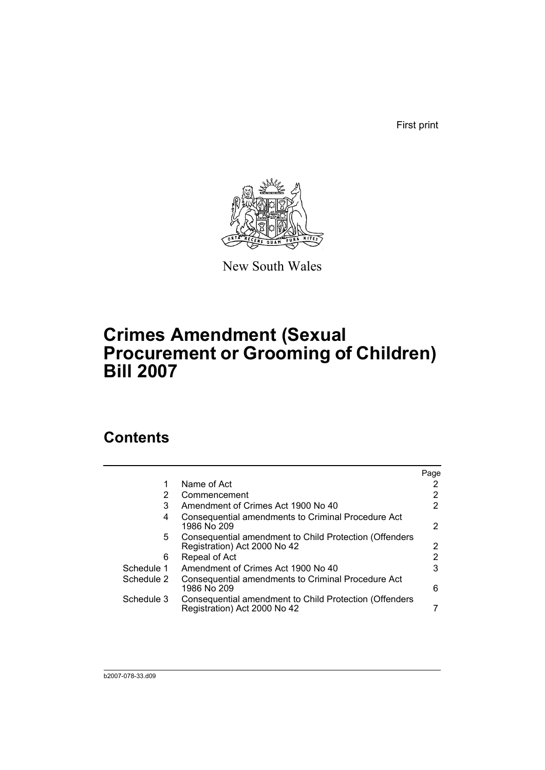First print

New South Wales

# Crimes Amendment (Sexual Procurement or Grooming of Children) Bill 2007

## Contents

| | | Page |
|---|---|---|
| 1 | Name of Act | 2 |
| 2 | Commencement | 2 |
| 3 | Amendment of Crimes Act 1900 No 40 | 2 |
| 4 | Consequential amendments to Criminal Procedure Act 1986 No 209 | 2 |
| 5 | Consequential amendment to Child Protection (Offenders Registration) Act 2000 No 42 | 2 |
| 6 | Repeal of Act | 2 |
| Schedule 1 | Amendment of Crimes Act 1900 No 40 | 3 |
| Schedule 2 | Consequential amendments to Criminal Procedure Act 1986 No 209 | 6 |
| Schedule 3 | Consequential amendment to Child Protection (Offenders Registration) Act 2000 No 42 | 7 |

b2007-078-33.d09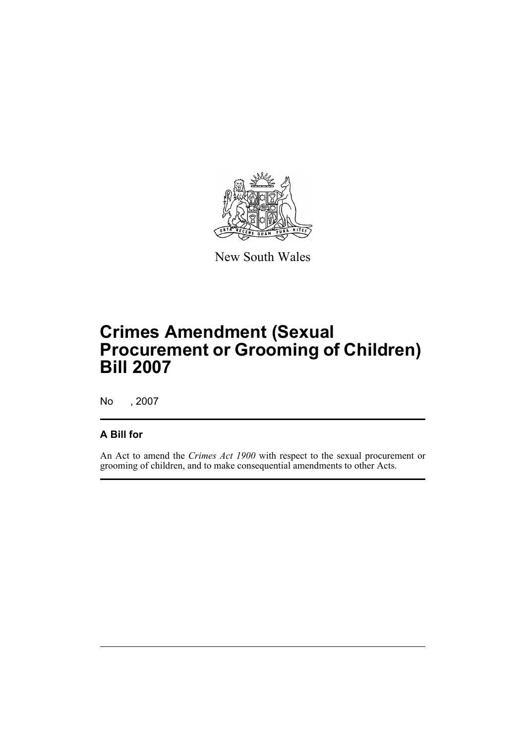New South Wales

# Crimes Amendment (Sexual Procurement or Grooming of Children) Bill 2007

No , 2007

## A Bill for

An Act to amend the *Crimes Act 1900* with respect to the sexual procurement or grooming of children, and to make consequential amendments to other Acts.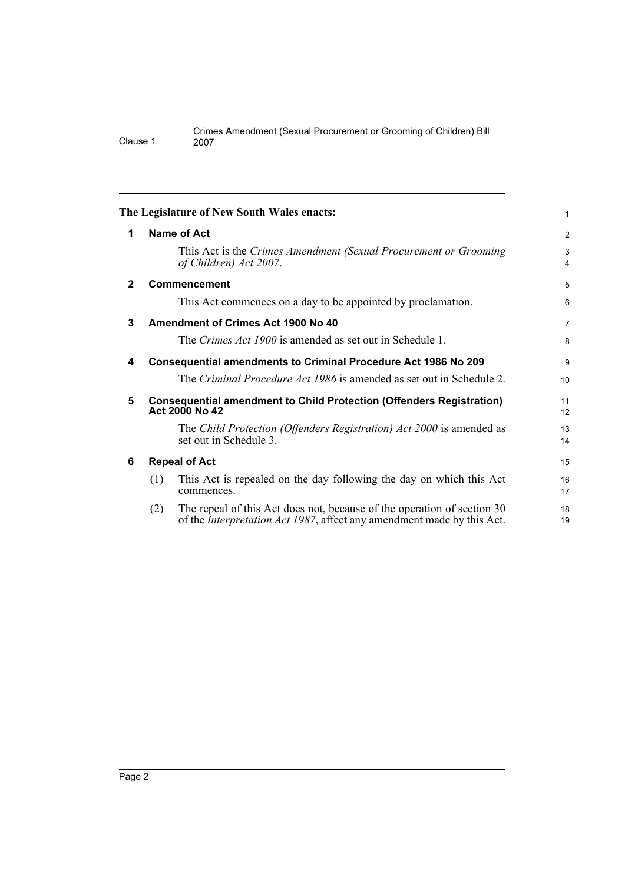The Legislature of New South Wales enacts:

## 1 Name of Act

This Act is the *Crimes Amendment (Sexual Procurement or Grooming of Children) Act 2007*.

## 2 Commencement

This Act commences on a day to be appointed by proclamation.

## 3 Amendment of Crimes Act 1900 No 40

The *Crimes Act 1900* is amended as set out in Schedule 1.

## 4 Consequential amendments to Criminal Procedure Act 1986 No 209

The *Criminal Procedure Act 1986* is amended as set out in Schedule 2.

## 5 Consequential amendment to Child Protection (Offenders Registration) Act 2000 No 42

The *Child Protection (Offenders Registration) Act 2000* is amended as set out in Schedule 3.

## 6 Repeal of Act

(1) This Act is repealed on the day following the day on which this Act commences.

(2) The repeal of this Act does not, because of the operation of section 30 of the *Interpretation Act 1987*, affect any amendment made by this Act.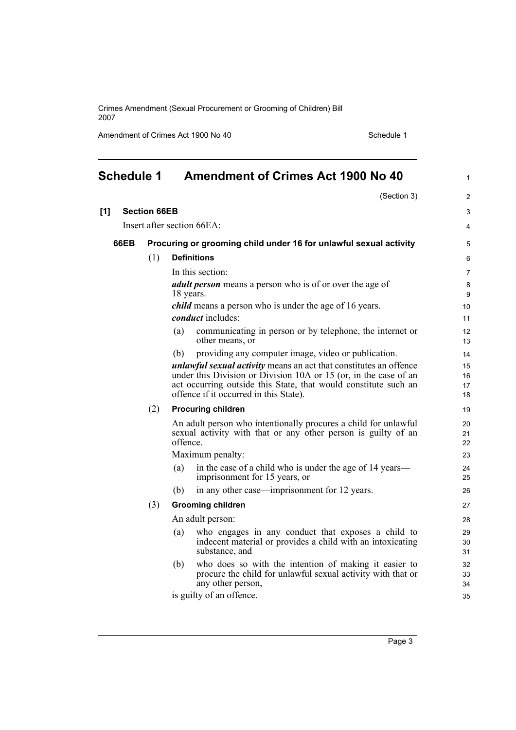# Schedule 1 Amendment of Crimes Act 1900 No 40

(Section 3)

**[1] Section 66EB**

Insert after section 66EA:

**66EB Procuring or grooming child under 16 for unlawful sexual activity**

(1) **Definitions**

In this section:

***adult person*** means a person who is of or over the age of 18 years.

***child*** means a person who is under the age of 16 years.

***conduct*** includes:

(a) communicating in person or by telephone, the internet or other means, or

(b) providing any computer image, video or publication.

***unlawful sexual activity*** means an act that constitutes an offence under this Division or Division 10A or 15 (or, in the case of an act occurring outside this State, that would constitute such an offence if it occurred in this State).

(2) **Procuring children**

An adult person who intentionally procures a child for unlawful sexual activity with that or any other person is guilty of an offence.

Maximum penalty:

(a) in the case of a child who is under the age of 14 years—imprisonment for 15 years, or

(b) in any other case—imprisonment for 12 years.

(3) **Grooming children**

An adult person:

(a) who engages in any conduct that exposes a child to indecent material or provides a child with an intoxicating substance, and

(b) who does so with the intention of making it easier to procure the child for unlawful sexual activity with that or any other person,

is guilty of an offence.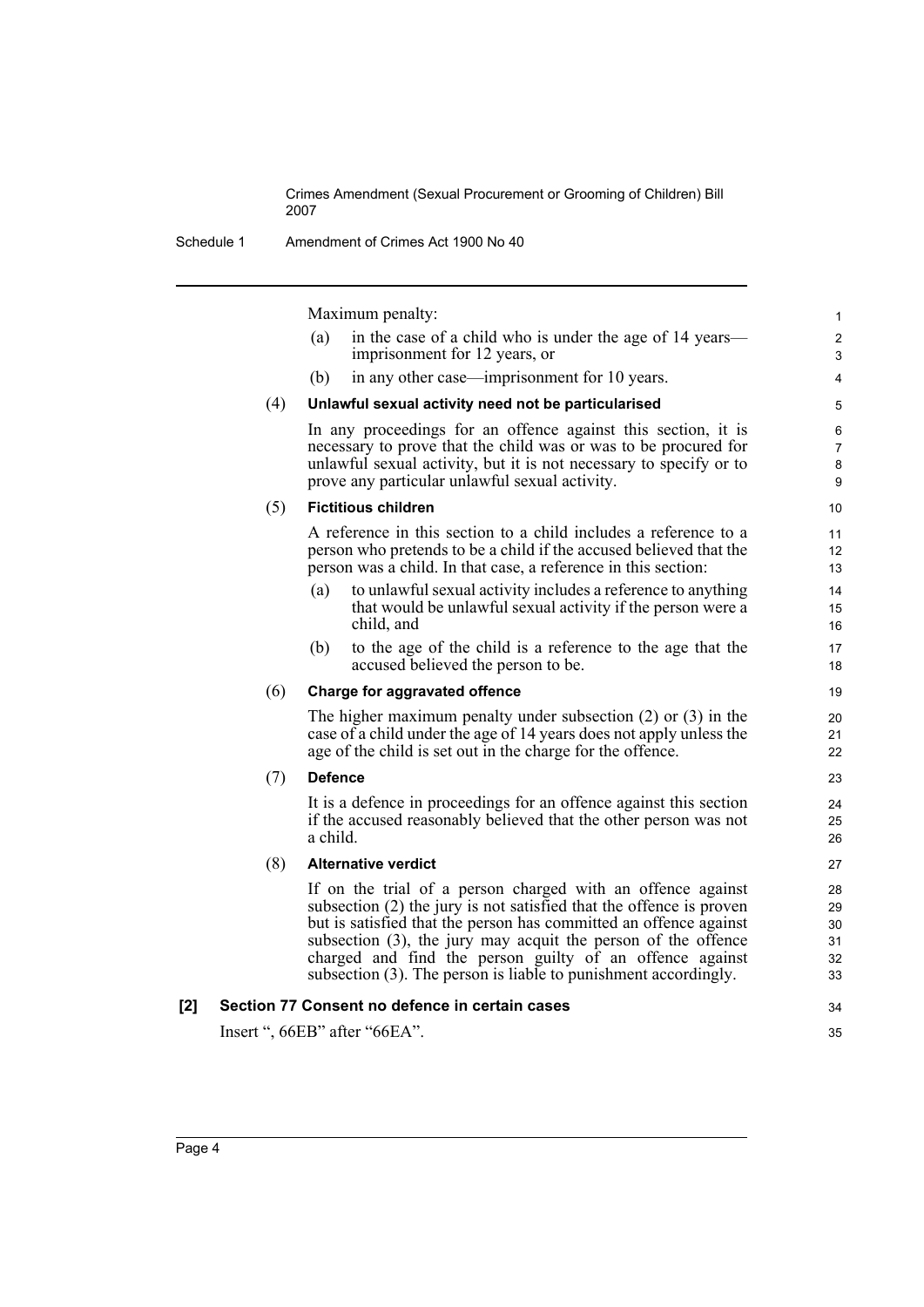Maximum penalty:

(a) in the case of a child who is under the age of 14 years—imprisonment for 12 years, or

(b) in any other case—imprisonment for 10 years.

(4) **Unlawful sexual activity need not be particularised**

In any proceedings for an offence against this section, it is necessary to prove that the child was or was to be procured for unlawful sexual activity, but it is not necessary to specify or to prove any particular unlawful sexual activity.

(5) **Fictitious children**

A reference in this section to a child includes a reference to a person who pretends to be a child if the accused believed that the person was a child. In that case, a reference in this section:

(a) to unlawful sexual activity includes a reference to anything that would be unlawful sexual activity if the person were a child, and

(b) to the age of the child is a reference to the age that the accused believed the person to be.

(6) **Charge for aggravated offence**

The higher maximum penalty under subsection (2) or (3) in the case of a child under the age of 14 years does not apply unless the age of the child is set out in the charge for the offence.

(7) **Defence**

It is a defence in proceedings for an offence against this section if the accused reasonably believed that the other person was not a child.

(8) **Alternative verdict**

If on the trial of a person charged with an offence against subsection (2) the jury is not satisfied that the offence is proven but is satisfied that the person has committed an offence against subsection (3), the jury may acquit the person of the offence charged and find the person guilty of an offence against subsection (3). The person is liable to punishment accordingly.

**[2] Section 77 Consent no defence in certain cases**

Insert ", 66EB" after "66EA".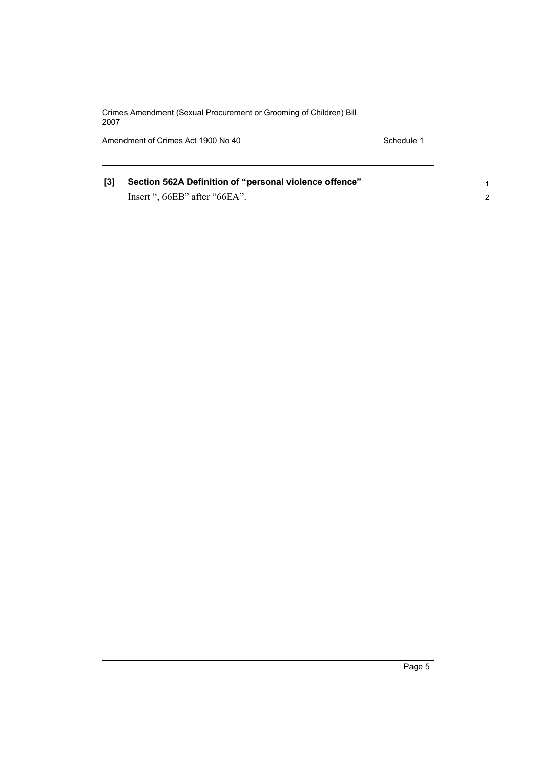**[3] Section 562A Definition of "personal violence offence"**

Insert ", 66EB" after "66EA".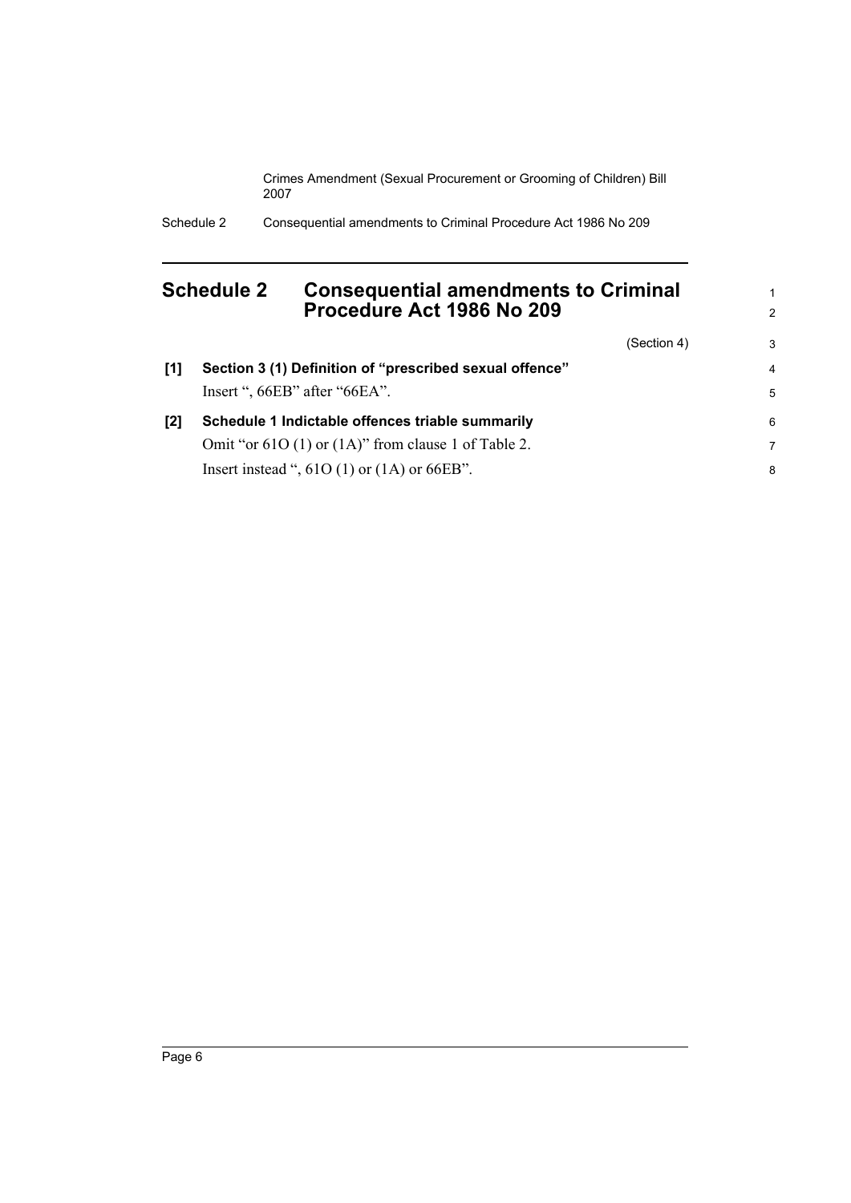## Schedule 2 Consequential amendments to Criminal Procedure Act 1986 No 209

(Section 4)

**[1] Section 3 (1) Definition of "prescribed sexual offence"**

Insert ", 66EB" after "66EA".

**[2] Schedule 1 Indictable offences triable summarily**

Omit "or 61O (1) or (1A)" from clause 1 of Table 2.

Insert instead ", 61O (1) or (1A) or 66EB".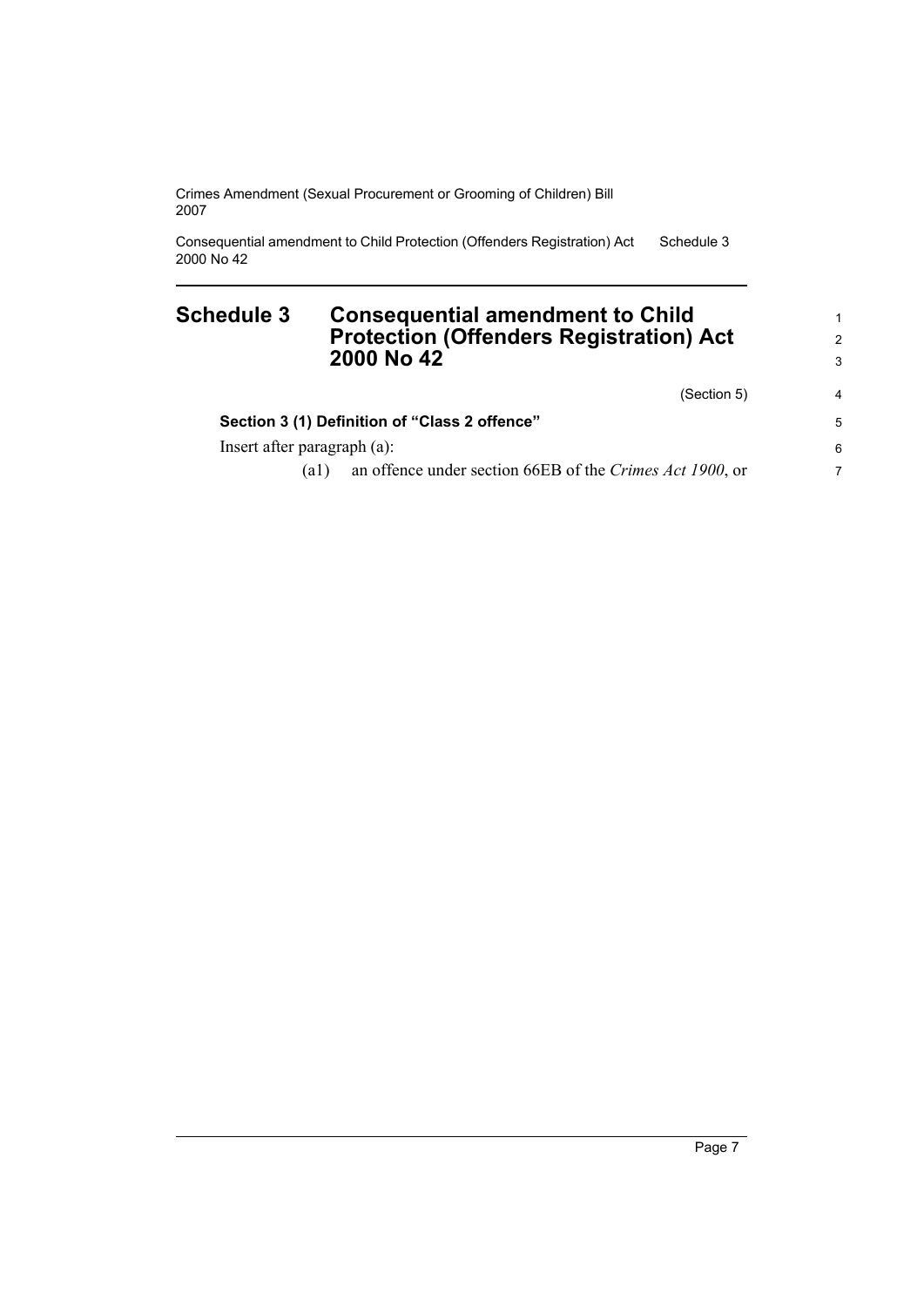## Schedule 3 Consequential amendment to Child Protection (Offenders Registration) Act 2000 No 42

(Section 5)

**Section 3 (1) Definition of "Class 2 offence"**

Insert after paragraph (a):

(a1) an offence under section 66EB of the *Crimes Act 1900*, or